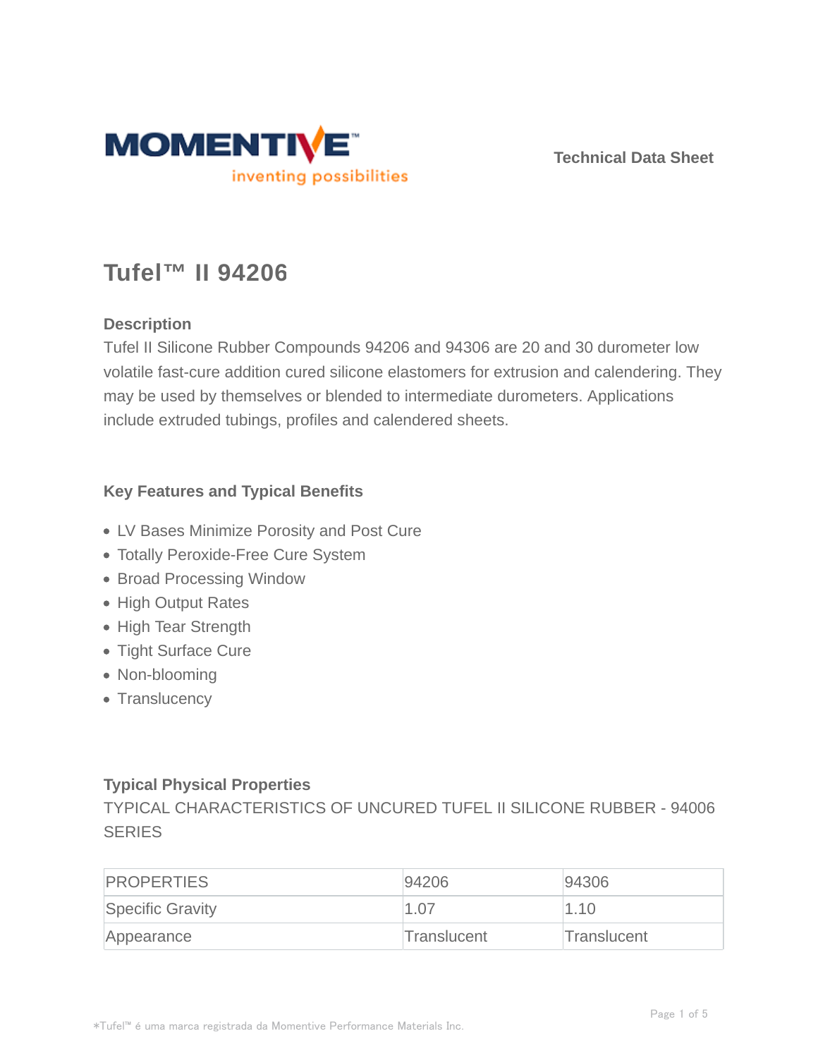MOMENTIVE

inventing possibilities

Technical Data Sheet

# Tufel™ II 94206

## Description

Tufel II Silicone Rubber Compounds 94206 and 94306 are 20 and 30 durometer low volatile fast-cure addition cured silicone elastomers for extrusion and calendering. They may be used by themselves or blended to intermediate durometers. Applications include extruded tubings, profiles and calendered sheets.

## Key Features and Typical Benefits

- LV Bases Minimize Porosity and Post Cure
- Totally Peroxide-Free Cure System
- Broad Processing Window
- High Output Rates
- High Tear Strength
- Tight Surface Cure
- Non-blooming
- Translucency

## Typical Physical Properties

TYPICAL CHARACTERISTICS OF UNCURED TUFEL II SILICONE RUBBER - 94006 SERIES

| PROPERTIES | 94206 | 94306 |
| --- | --- | --- |
| Specific Gravity | 1.07 | 1.10 |
| Appearance | Translucent | Translucent |

*Tufel™ é uma marca registrada da Momentive Performance Materials Inc.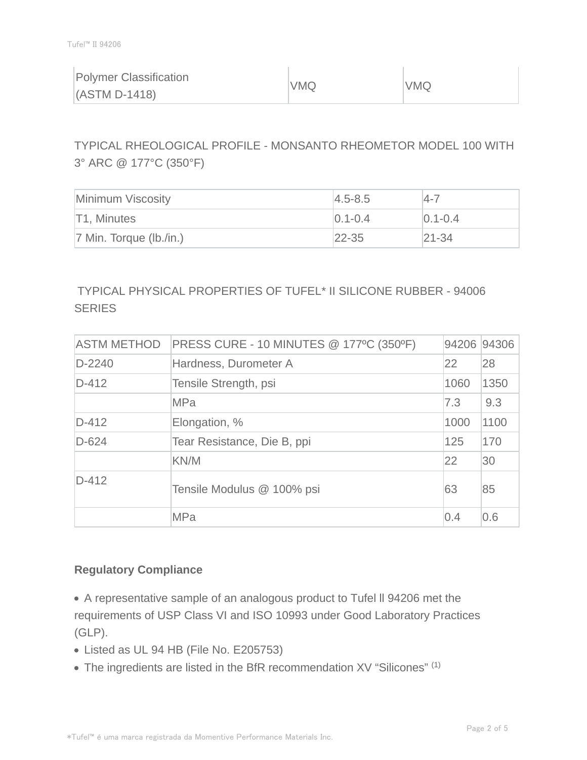| Polymer Classification (ASTM D-1418) | VMQ | VMQ |
|---|---|---|

TYPICAL RHEOLOGICAL PROFILE - MONSANTO RHEOMETOR MODEL 100 WITH 3° ARC @ 177°C (350°F)

| Minimum Viscosity | 4.5-8.5 | 4-7 |
|---|---|---|
| T1, Minutes | 0.1-0.4 | 0.1-0.4 |
| 7 Min. Torque (lb./in.) | 22-35 | 21-34 |

TYPICAL PHYSICAL PROPERTIES OF TUFEL* II SILICONE RUBBER - 94006 SERIES

| ASTM METHOD | PRESS CURE - 10 MINUTES @ 177ºC (350ºF) | 94206 | 94306 |
|---|---|---|---|
| D-2240 | Hardness, Durometer A | 22 | 28 |
| D-412 | Tensile Strength, psi | 1060 | 1350 |
| | MPa | 7.3 | 9.3 |
| D-412 | Elongation, % | 1000 | 1100 |
| D-624 | Tear Resistance, Die B, ppi | 125 | 170 |
| | KN/M | 22 | 30 |
| D-412 | Tensile Modulus @ 100% psi | 63 | 85 |
| | MPa | 0.4 | 0.6 |

**Regulatory Compliance**

- A representative sample of an analogous product to Tufel ll 94206 met the requirements of USP Class VI and ISO 10993 under Good Laboratory Practices (GLP).
- Listed as UL 94 HB (File No. E205753)
- The ingredients are listed in the BfR recommendation XV "Silicones" (1)

*Tufel™ é uma marca registrada da Momentive Performance Materials Inc.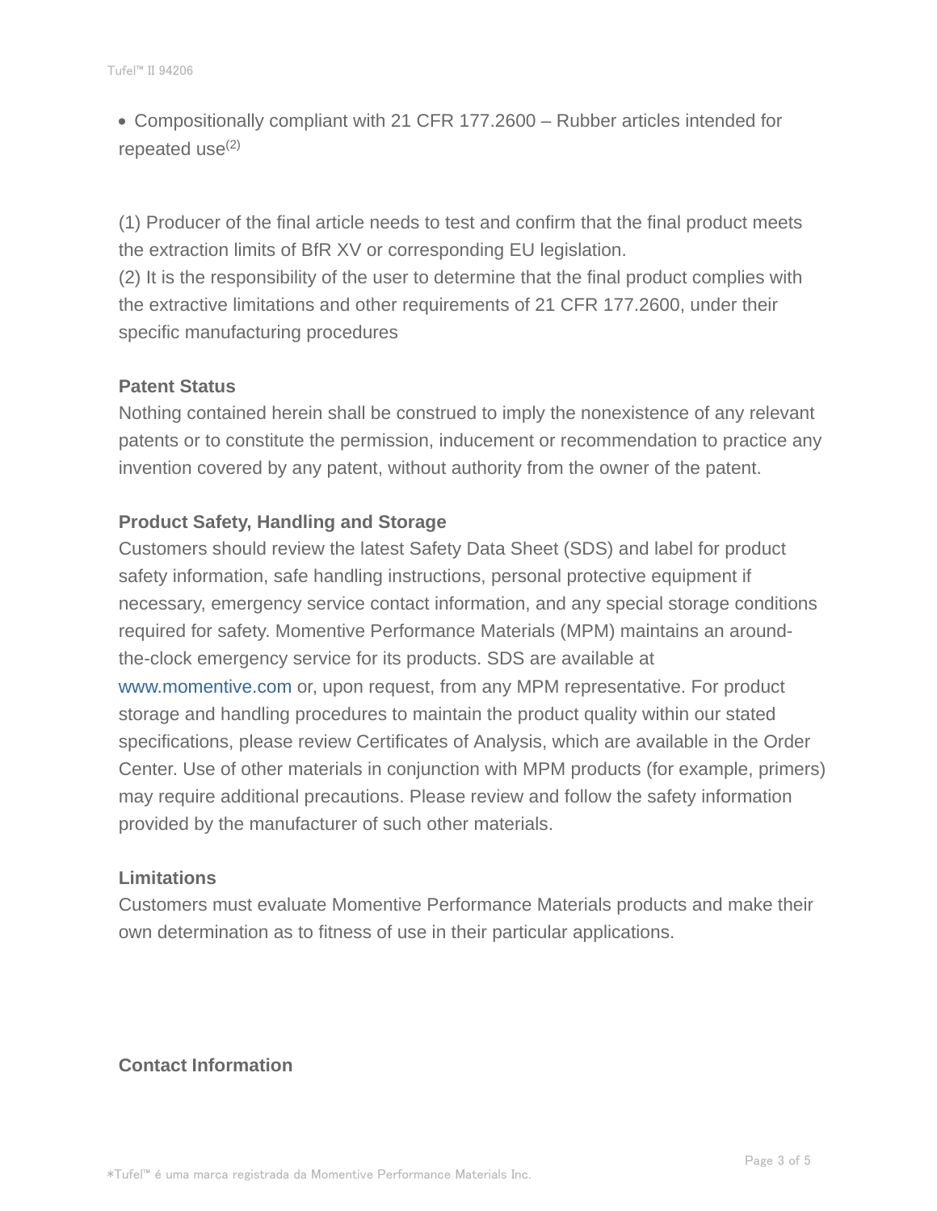- Compositionally compliant with 21 CFR 177.2600 – Rubber articles intended for repeated use[2]

(1) Producer of the final article needs to test and confirm that the final product meets the extraction limits of BfR XV or corresponding EU legislation.
(2) It is the responsibility of the user to determine that the final product complies with the extractive limitations and other requirements of 21 CFR 177.2600, under their specific manufacturing procedures

**Patent Status**

Nothing contained herein shall be construed to imply the nonexistence of any relevant patents or to constitute the permission, inducement or recommendation to practice any invention covered by any patent, without authority from the owner of the patent.

**Product Safety, Handling and Storage**

Customers should review the latest Safety Data Sheet (SDS) and label for product safety information, safe handling instructions, personal protective equipment if necessary, emergency service contact information, and any special storage conditions required for safety. Momentive Performance Materials (MPM) maintains an around-the-clock emergency service for its products. SDS are available at www.momentive.com or, upon request, from any MPM representative. For product storage and handling procedures to maintain the product quality within our stated specifications, please review Certificates of Analysis, which are available in the Order Center. Use of other materials in conjunction with MPM products (for example, primers) may require additional precautions. Please review and follow the safety information provided by the manufacturer of such other materials.

**Limitations**

Customers must evaluate Momentive Performance Materials products and make their own determination as to fitness of use in their particular applications.

**Contact Information**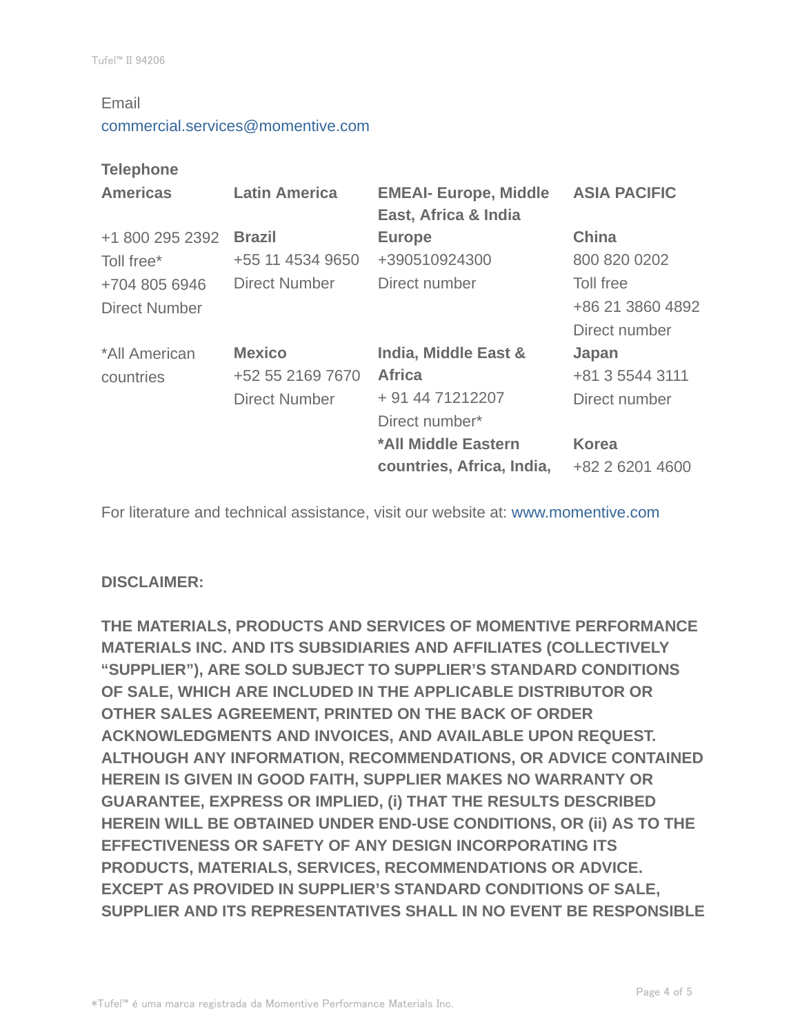Email

commercial.services@momentive.com

**Telephone**

| **Americas** | **Latin America** | **EMEAI- Europe, Middle East, Africa & India** | **ASIA PACIFIC** |
|---|---|---|---|
| +1 800 295 2392 Toll free* +704 805 6946 Direct Number | **Brazil** +55 11 4534 9650 Direct Number | **Europe** +390510924300 Direct number | **China** 800 820 0202 Toll free +86 21 3860 4892 Direct number |
| *All American countries | **Mexico** +52 55 2169 7670 Direct Number | **India, Middle East & Africa** + 91 44 71212207 Direct number* | **Japan** +81 3 5544 3111 Direct number |
| | | ***All Middle Eastern countries, Africa, India,** | **Korea** +82 2 6201 4600 |

For literature and technical assistance, visit our website at: www.momentive.com

**DISCLAIMER:**

**THE MATERIALS, PRODUCTS AND SERVICES OF MOMENTIVE PERFORMANCE MATERIALS INC. AND ITS SUBSIDIARIES AND AFFILIATES (COLLECTIVELY “SUPPLIER”), ARE SOLD SUBJECT TO SUPPLIER’S STANDARD CONDITIONS OF SALE, WHICH ARE INCLUDED IN THE APPLICABLE DISTRIBUTOR OR OTHER SALES AGREEMENT, PRINTED ON THE BACK OF ORDER ACKNOWLEDGMENTS AND INVOICES, AND AVAILABLE UPON REQUEST. ALTHOUGH ANY INFORMATION, RECOMMENDATIONS, OR ADVICE CONTAINED HEREIN IS GIVEN IN GOOD FAITH, SUPPLIER MAKES NO WARRANTY OR GUARANTEE, EXPRESS OR IMPLIED, (i) THAT THE RESULTS DESCRIBED HEREIN WILL BE OBTAINED UNDER END-USE CONDITIONS, OR (ii) AS TO THE EFFECTIVENESS OR SAFETY OF ANY DESIGN INCORPORATING ITS PRODUCTS, MATERIALS, SERVICES, RECOMMENDATIONS OR ADVICE. EXCEPT AS PROVIDED IN SUPPLIER’S STANDARD CONDITIONS OF SALE, SUPPLIER AND ITS REPRESENTATIVES SHALL IN NO EVENT BE RESPONSIBLE**

*Tufel™ é uma marca registrada da Momentive Performance Materials Inc.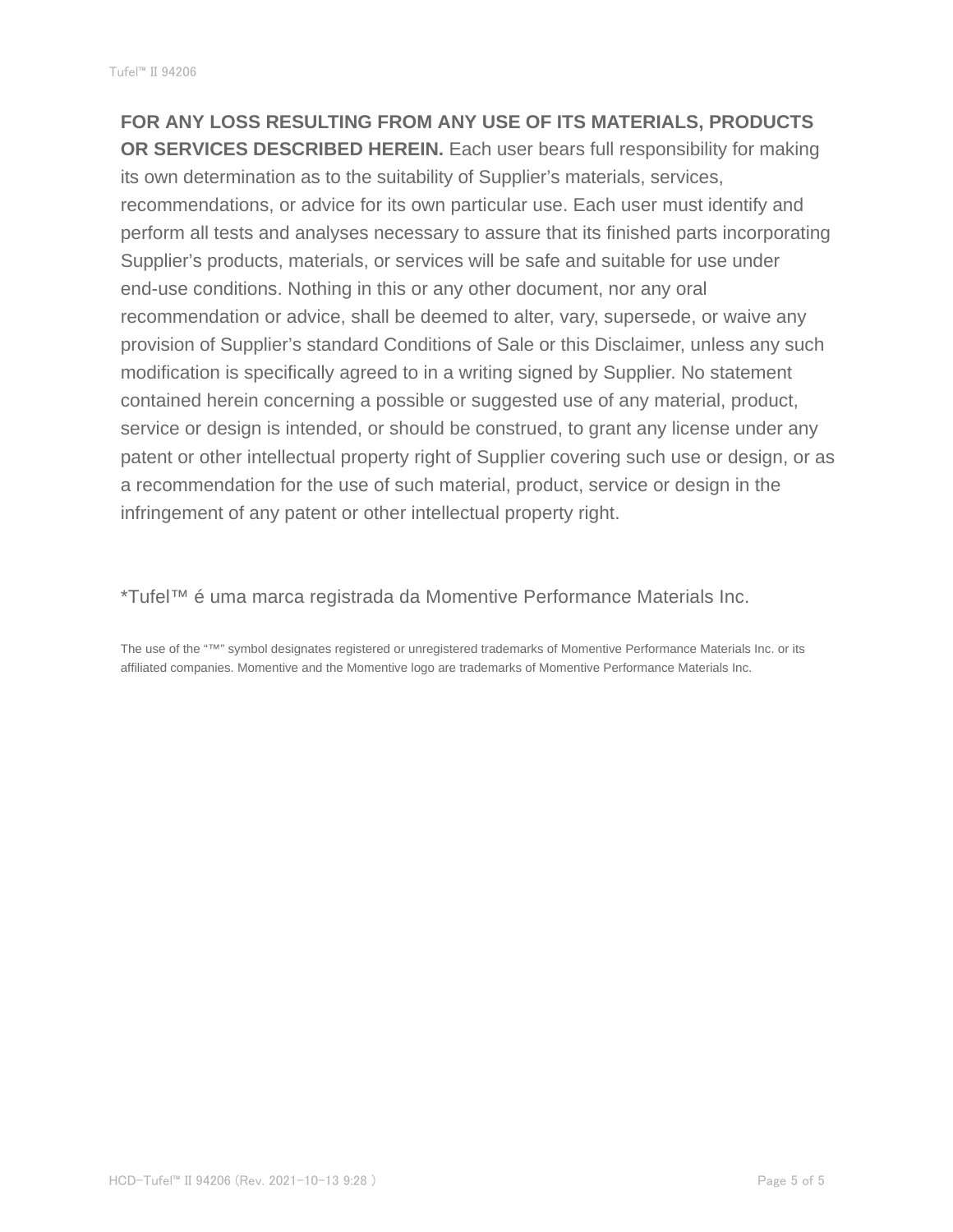**FOR ANY LOSS RESULTING FROM ANY USE OF ITS MATERIALS, PRODUCTS OR SERVICES DESCRIBED HEREIN.** Each user bears full responsibility for making its own determination as to the suitability of Supplier's materials, services, recommendations, or advice for its own particular use. Each user must identify and perform all tests and analyses necessary to assure that its finished parts incorporating Supplier's products, materials, or services will be safe and suitable for use under end-use conditions. Nothing in this or any other document, nor any oral recommendation or advice, shall be deemed to alter, vary, supersede, or waive any provision of Supplier's standard Conditions of Sale or this Disclaimer, unless any such modification is specifically agreed to in a writing signed by Supplier. No statement contained herein concerning a possible or suggested use of any material, product, service or design is intended, or should be construed, to grant any license under any patent or other intellectual property right of Supplier covering such use or design, or as a recommendation for the use of such material, product, service or design in the infringement of any patent or other intellectual property right.

*Tufel™ é uma marca registrada da Momentive Performance Materials Inc.

The use of the "™" symbol designates registered or unregistered trademarks of Momentive Performance Materials Inc. or its affiliated companies. Momentive and the Momentive logo are trademarks of Momentive Performance Materials Inc.